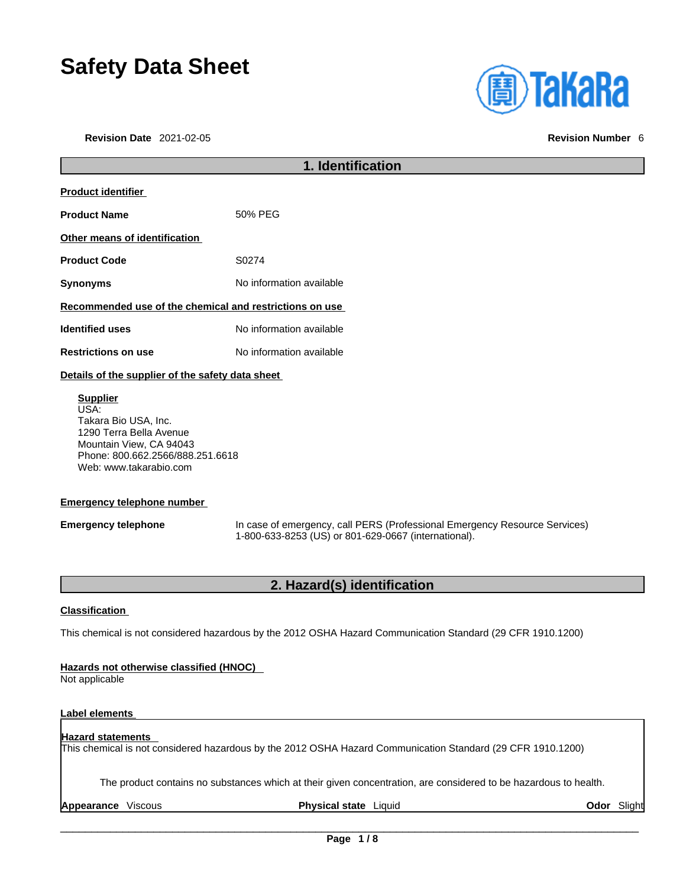# Safety Data Sheet

**Revision Date** 2021-02-05 **Revision Number** 6

## 1. Identification

**Product identifier**

**Product Name** 50% PEG

**Other means of identification**

**Product Code** S0274

**Synonyms** No information available

**Recommended use of the chemical and restrictions on use**

**Identified uses** No information available

**Restrictions on use** No information available

**Details of the supplier of the safety data sheet**

**Supplier**
USA:
Takara Bio USA, Inc.
1290 Terra Bella Avenue
Mountain View, CA 94043
Phone: 800.662.2566/888.251.6618
Web: www.takarabio.com

**Emergency telephone number**

**Emergency telephone** In case of emergency, call PERS (Professional Emergency Resource Services) 1-800-633-8253 (US) or 801-629-0667 (international).

## 2. Hazard(s) identification

**Classification**

This chemical is not considered hazardous by the 2012 OSHA Hazard Communication Standard (29 CFR 1910.1200)

**Hazards not otherwise classified (HNOC)**
Not applicable

**Label elements**

**Hazard statements**
This chemical is not considered hazardous by the 2012 OSHA Hazard Communication Standard (29 CFR 1910.1200)

The product contains no substances which at their given concentration, are considered to be hazardous to health.

**Appearance** Viscous **Physical state** Liquid **Odor** Slight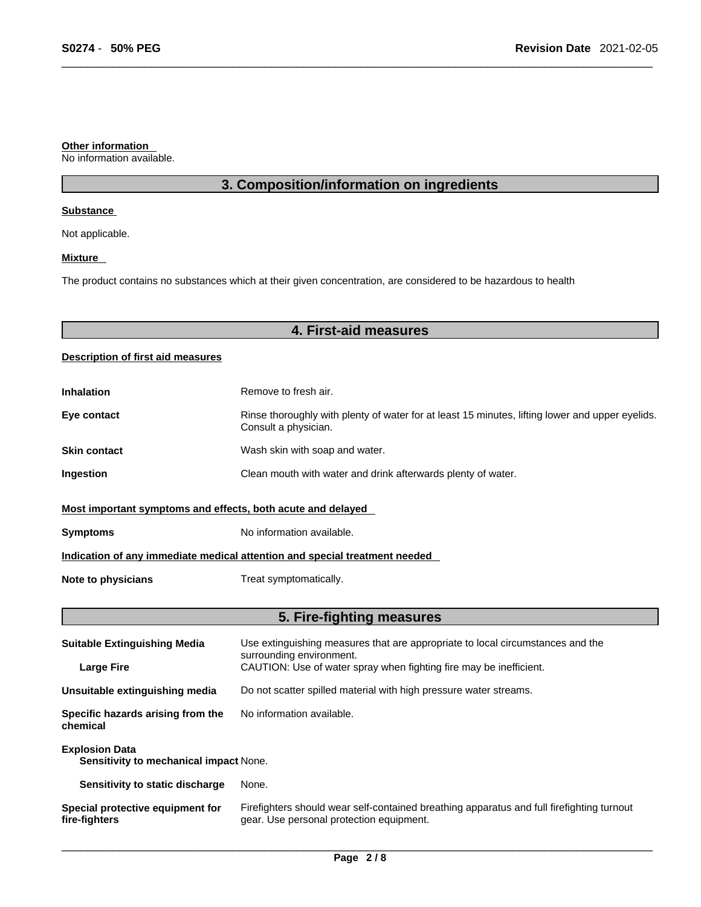**Other information**
No information available.

## 3. Composition/information on ingredients

**Substance**

Not applicable.

**Mixture**

The product contains no substances which at their given concentration, are considered to be hazardous to health

## 4. First-aid measures

**Description of first aid measures**

| | |
|---|---|
| **Inhalation** | Remove to fresh air. |
| **Eye contact** | Rinse thoroughly with plenty of water for at least 15 minutes, lifting lower and upper eyelids. Consult a physician. |
| **Skin contact** | Wash skin with soap and water. |
| **Ingestion** | Clean mouth with water and drink afterwards plenty of water. |

**Most important symptoms and effects, both acute and delayed**

| | |
|---|---|
| **Symptoms** | No information available. |

**Indication of any immediate medical attention and special treatment needed**

| | |
|---|---|
| **Note to physicians** | Treat symptomatically. |

## 5. Fire-fighting measures

| | |
|---|---|
| **Suitable Extinguishing Media** | Use extinguishing measures that are appropriate to local circumstances and the surrounding environment. |
| **Large Fire** | CAUTION: Use of water spray when fighting fire may be inefficient. |
| **Unsuitable extinguishing media** | Do not scatter spilled material with high pressure water streams. |
| **Specific hazards arising from the chemical** | No information available. |
| **Explosion Data** | |
| **Sensitivity to mechanical impact** | None. |
| **Sensitivity to static discharge** | None. |
| **Special protective equipment for fire-fighters** | Firefighters should wear self-contained breathing apparatus and full firefighting turnout gear. Use personal protection equipment. |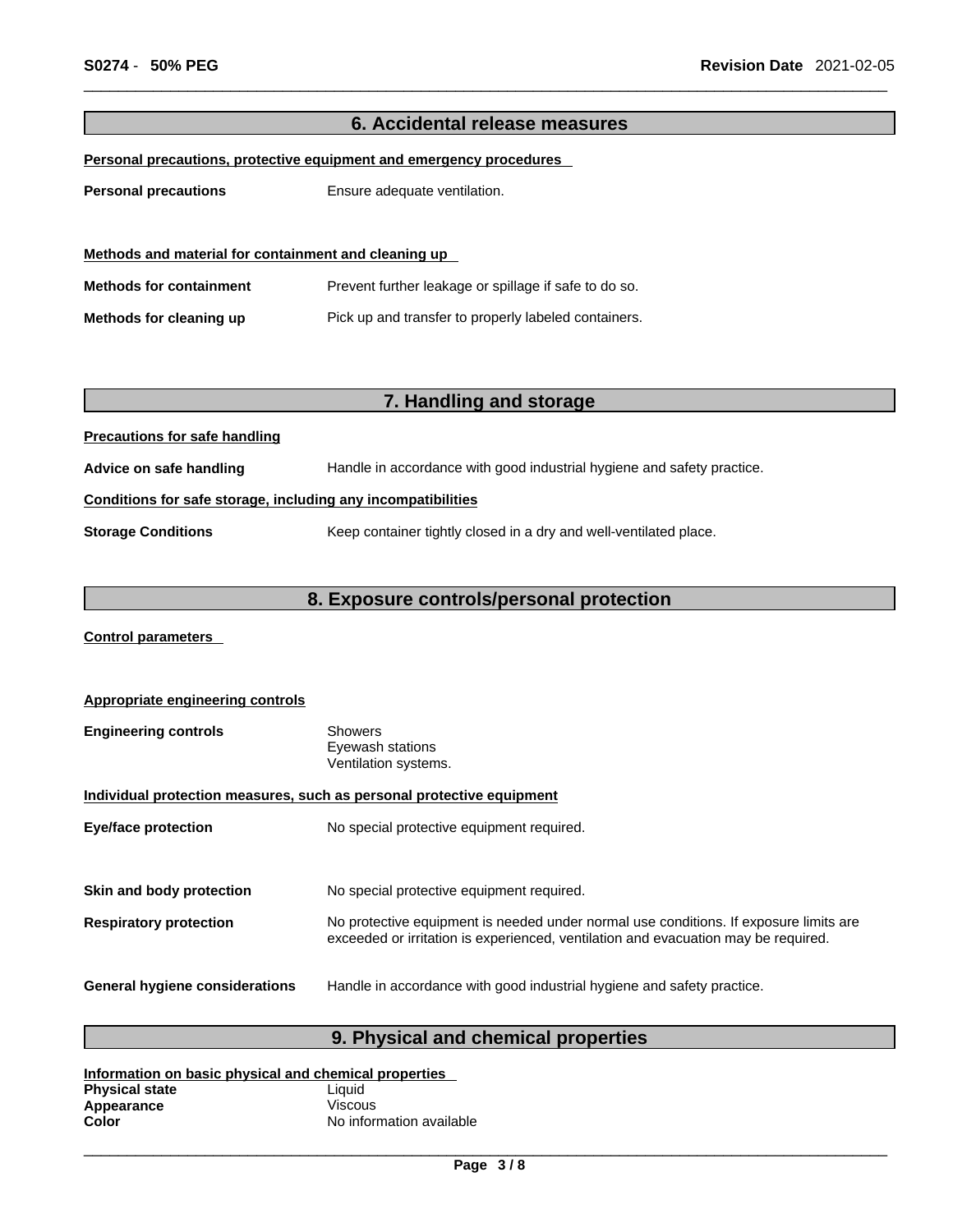## 6. Accidental release measures

**Personal precautions, protective equipment and emergency procedures**

**Personal precautions** Ensure adequate ventilation.

**Methods and material for containment and cleaning up**

**Methods for containment** Prevent further leakage or spillage if safe to do so.

**Methods for cleaning up** Pick up and transfer to properly labeled containers.

## 7. Handling and storage

**Precautions for safe handling**

**Advice on safe handling** Handle in accordance with good industrial hygiene and safety practice.

**Conditions for safe storage, including any incompatibilities**

**Storage Conditions** Keep container tightly closed in a dry and well-ventilated place.

## 8. Exposure controls/personal protection

**Control parameters**

**Appropriate engineering controls**

**Engineering controls** Showers
Eyewash stations
Ventilation systems.

**Individual protection measures, such as personal protective equipment**

**Eye/face protection** No special protective equipment required.

**Skin and body protection** No special protective equipment required.

**Respiratory protection** No protective equipment is needed under normal use conditions. If exposure limits are exceeded or irritation is experienced, ventilation and evacuation may be required.

**General hygiene considerations** Handle in accordance with good industrial hygiene and safety practice.

## 9. Physical and chemical properties

**Information on basic physical and chemical properties**

**Physical state** Liquid
**Appearance** Viscous
**Color** No information available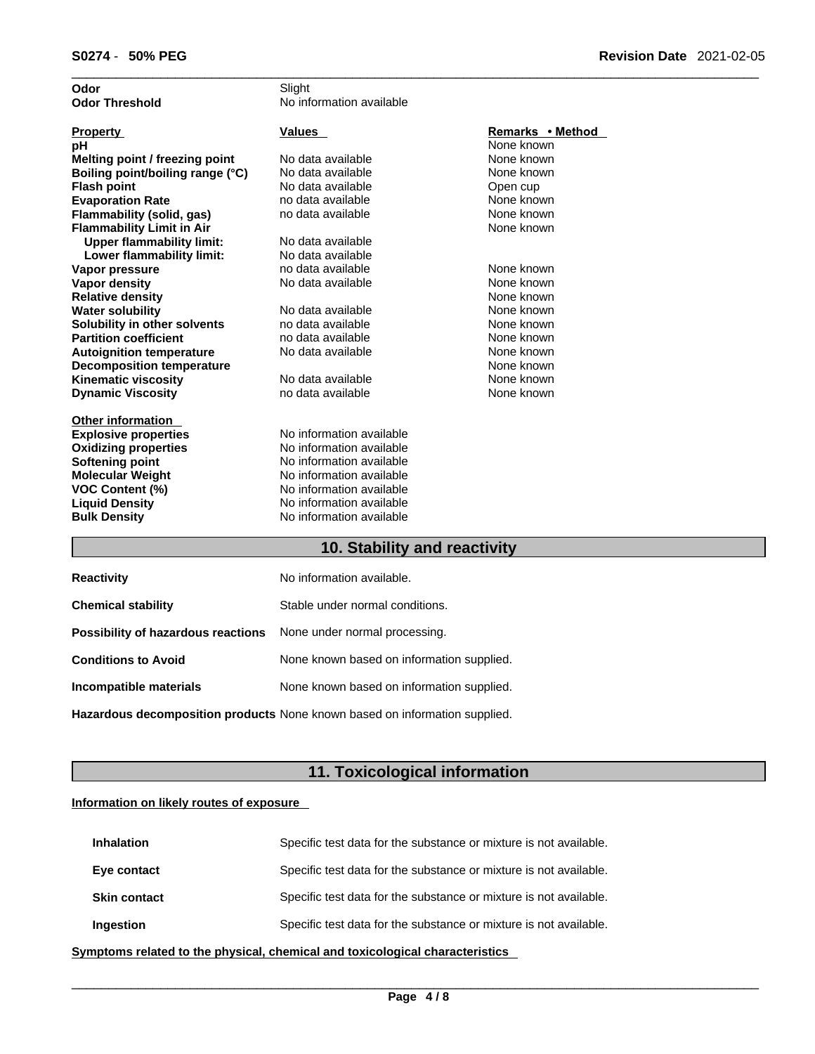| | |
|---|---|
| **Odor** | Slight |
| **Odor Threshold** | No information available |

| Property | Values | Remarks • Method |
|---|---|---|
| **pH** | | None known |
| **Melting point / freezing point** | No data available | None known |
| **Boiling point/boiling range (°C)** | No data available | None known |
| **Flash point** | No data available | Open cup |
| **Evaporation Rate** | no data available | None known |
| **Flammability (solid, gas)** | no data available | None known |
| **Flammability Limit in Air** | | None known |
| **Upper flammability limit:** | No data available | |
| **Lower flammability limit:** | No data available | |
| **Vapor pressure** | no data available | None known |
| **Vapor density** | No data available | None known |
| **Relative density** | | None known |
| **Water solubility** | No data available | None known |
| **Solubility in other solvents** | no data available | None known |
| **Partition coefficient** | no data available | None known |
| **Autoignition temperature** | No data available | None known |
| **Decomposition temperature** | | None known |
| **Kinematic viscosity** | No data available | None known |
| **Dynamic Viscosity** | no data available | None known |

**Other information**

| | |
|---|---|
| **Explosive properties** | No information available |
| **Oxidizing properties** | No information available |
| **Softening point** | No information available |
| **Molecular Weight** | No information available |
| **VOC Content (%)** | No information available |
| **Liquid Density** | No information available |
| **Bulk Density** | No information available |

## 10. Stability and reactivity

| | |
|---|---|
| **Reactivity** | No information available. |
| **Chemical stability** | Stable under normal conditions. |
| **Possibility of hazardous reactions** | None under normal processing. |
| **Conditions to Avoid** | None known based on information supplied. |
| **Incompatible materials** | None known based on information supplied. |
| **Hazardous decomposition products** | None known based on information supplied. |

## 11. Toxicological information

**Information on likely routes of exposure**

| | |
|---|---|
| **Inhalation** | Specific test data for the substance or mixture is not available. |
| **Eye contact** | Specific test data for the substance or mixture is not available. |
| **Skin contact** | Specific test data for the substance or mixture is not available. |
| **Ingestion** | Specific test data for the substance or mixture is not available. |

**Symptoms related to the physical, chemical and toxicological characteristics**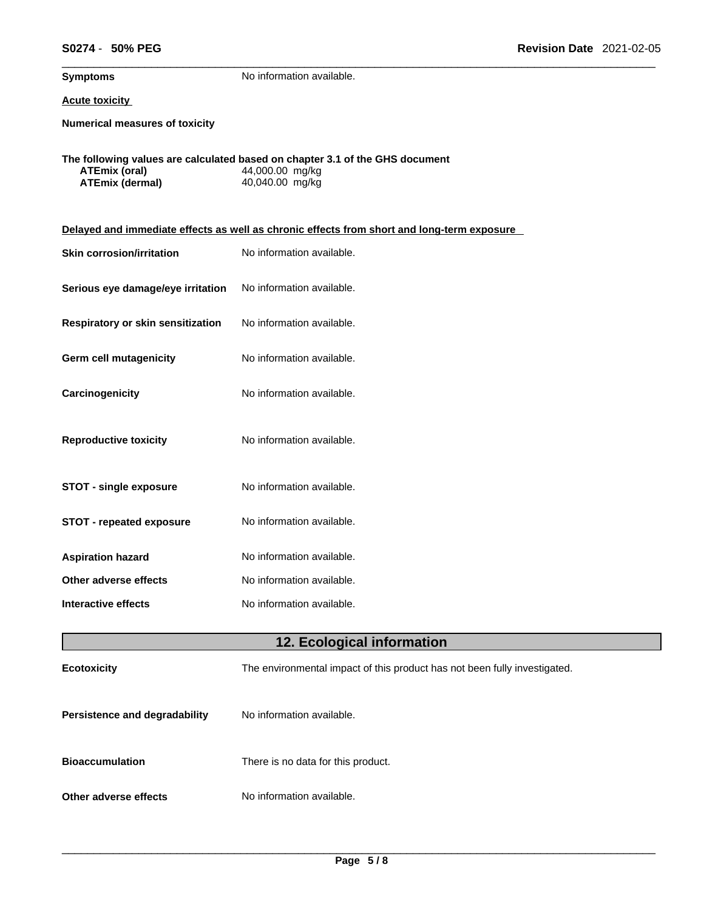**Symptoms** No information available.

**Acute toxicity**

**Numerical measures of toxicity**

**The following values are calculated based on chapter 3.1 of the GHS document**

| | |
|---|---|
| **ATEmix (oral)** | 44,000.00 mg/kg |
| **ATEmix (dermal)** | 40,040.00 mg/kg |

**Delayed and immediate effects as well as chronic effects from short and long-term exposure**

| | |
|---|---|
| **Skin corrosion/irritation** | No information available. |
| **Serious eye damage/eye irritation** | No information available. |
| **Respiratory or skin sensitization** | No information available. |
| **Germ cell mutagenicity** | No information available. |
| **Carcinogenicity** | No information available. |
| **Reproductive toxicity** | No information available. |
| **STOT - single exposure** | No information available. |
| **STOT - repeated exposure** | No information available. |
| **Aspiration hazard** | No information available. |
| **Other adverse effects** | No information available. |
| **Interactive effects** | No information available. |

## 12. Ecological information

| | |
|---|---|
| **Ecotoxicity** | The environmental impact of this product has not been fully investigated. |
| **Persistence and degradability** | No information available. |
| **Bioaccumulation** | There is no data for this product. |
| **Other adverse effects** | No information available. |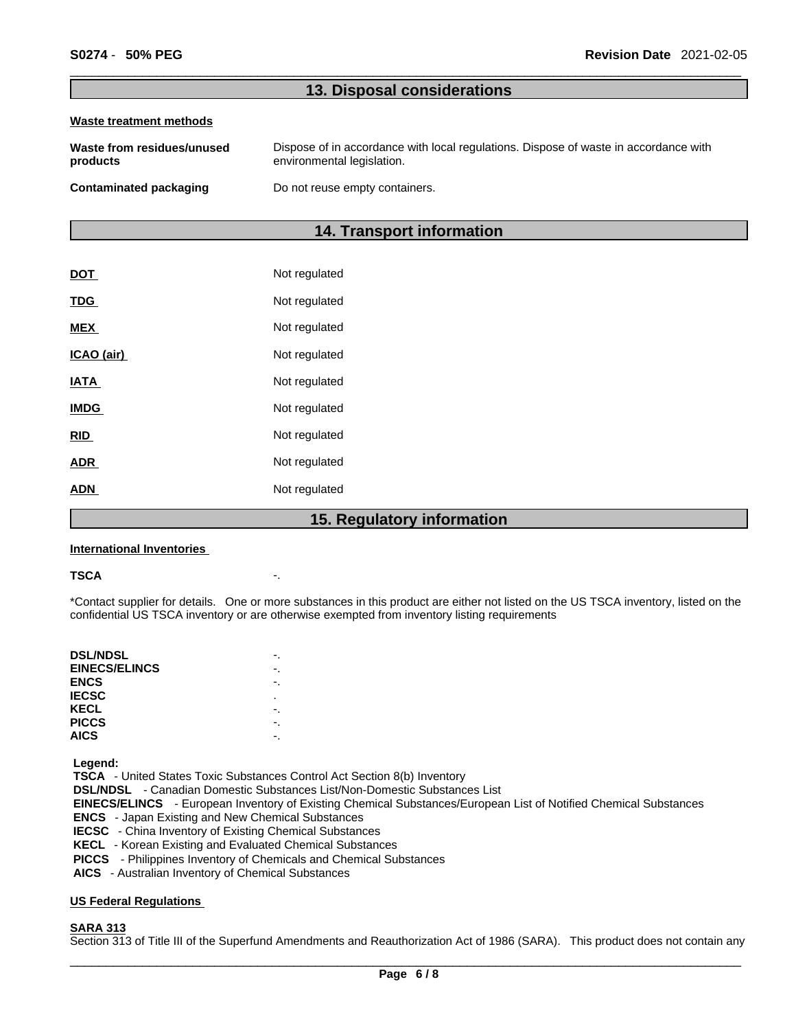## 13. Disposal considerations

**Waste treatment methods**

| | |
|---|---|
| **Waste from residues/unused products** | Dispose of in accordance with local regulations. Dispose of waste in accordance with environmental legislation. |
| **Contaminated packaging** | Do not reuse empty containers. |

## 14. Transport information

| | |
|---|---|
| **DOT** | Not regulated |
| **TDG** | Not regulated |
| **MEX** | Not regulated |
| **ICAO (air)** | Not regulated |
| **IATA** | Not regulated |
| **IMDG** | Not regulated |
| **RID** | Not regulated |
| **ADR** | Not regulated |
| **ADN** | Not regulated |

## 15. Regulatory information

**International Inventories**

**TSCA** -.

*Contact supplier for details. One or more substances in this product are either not listed on the US TSCA inventory, listed on the confidential US TSCA inventory or are otherwise exempted from inventory listing requirements

| | |
|---|---|
| **DSL/NDSL** | -. |
| **EINECS/ELINCS** | -. |
| **ENCS** | -. |
| **IECSC** | . |
| **KECL** | -. |
| **PICCS** | -. |
| **AICS** | -. |

**Legend:**
**TSCA** - United States Toxic Substances Control Act Section 8(b) Inventory
**DSL/NDSL** - Canadian Domestic Substances List/Non-Domestic Substances List
**EINECS/ELINCS** - European Inventory of Existing Chemical Substances/European List of Notified Chemical Substances
**ENCS** - Japan Existing and New Chemical Substances
**IECSC** - China Inventory of Existing Chemical Substances
**KECL** - Korean Existing and Evaluated Chemical Substances
**PICCS** - Philippines Inventory of Chemicals and Chemical Substances
**AICS** - Australian Inventory of Chemical Substances

**US Federal Regulations**

**SARA 313**
Section 313 of Title III of the Superfund Amendments and Reauthorization Act of 1986 (SARA). This product does not contain any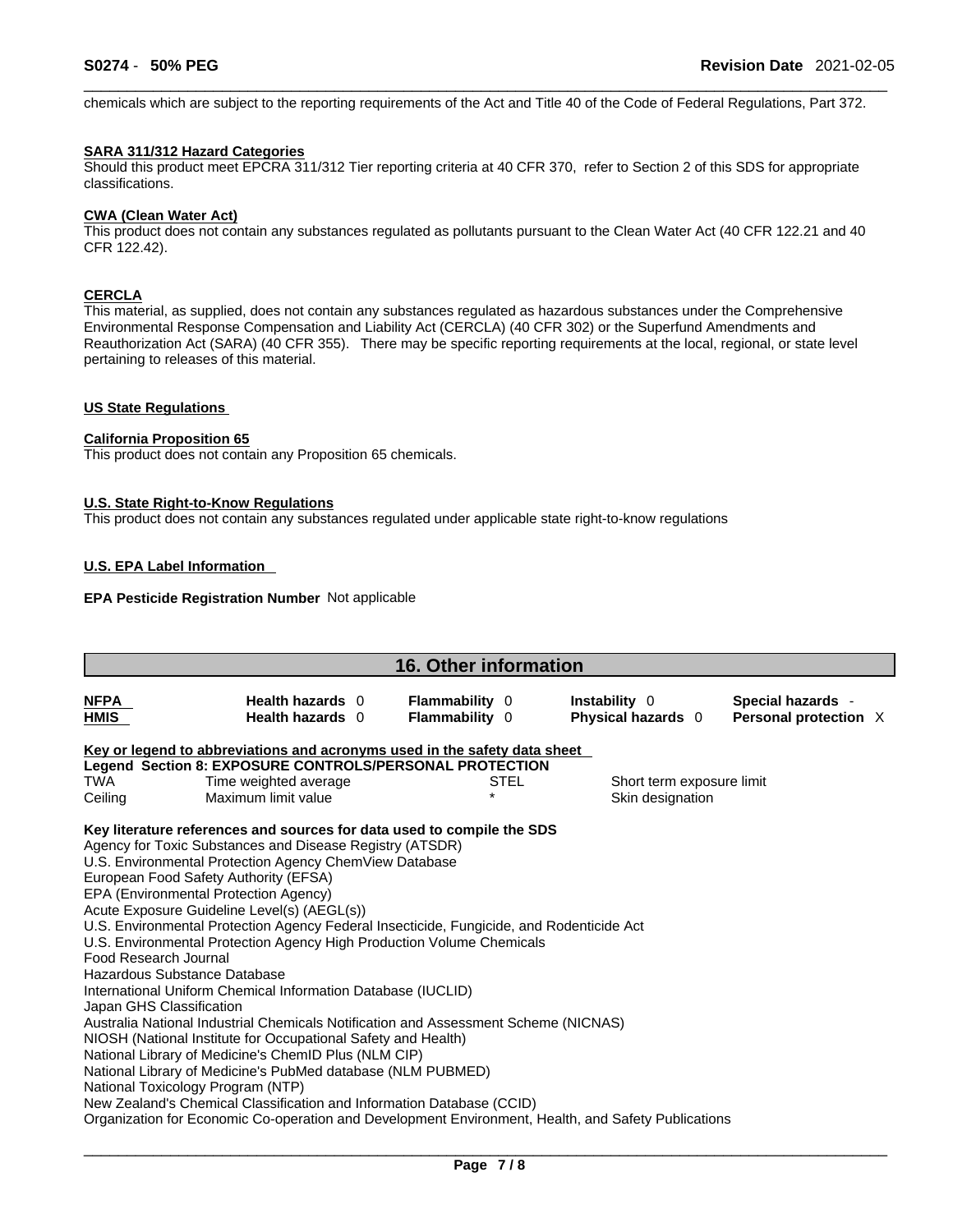chemicals which are subject to the reporting requirements of the Act and Title 40 of the Code of Federal Regulations, Part 372.

**SARA 311/312 Hazard Categories**

Should this product meet EPCRA 311/312 Tier reporting criteria at 40 CFR 370, refer to Section 2 of this SDS for appropriate classifications.

**CWA (Clean Water Act)**

This product does not contain any substances regulated as pollutants pursuant to the Clean Water Act (40 CFR 122.21 and 40 CFR 122.42).

**CERCLA**

This material, as supplied, does not contain any substances regulated as hazardous substances under the Comprehensive Environmental Response Compensation and Liability Act (CERCLA) (40 CFR 302) or the Superfund Amendments and Reauthorization Act (SARA) (40 CFR 355). There may be specific reporting requirements at the local, regional, or state level pertaining to releases of this material.

**US State Regulations**

**California Proposition 65**

This product does not contain any Proposition 65 chemicals.

**U.S. State Right-to-Know Regulations**

This product does not contain any substances regulated under applicable state right-to-know regulations

**U.S. EPA Label Information**

**EPA Pesticide Registration Number** Not applicable

## 16. Other information

| | | | | |
|---|---|---|---|---|
| **NFPA** | **Health hazards** 0 | **Flammability** 0 | **Instability** 0 | **Special hazards** - |
| **HMIS** | **Health hazards** 0 | **Flammability** 0 | **Physical hazards** 0 | **Personal protection** X |

**Key or legend to abbreviations and acronyms used in the safety data sheet**

**Legend Section 8: EXPOSURE CONTROLS/PERSONAL PROTECTION**

| | | | |
|---|---|---|---|
| TWA | Time weighted average | STEL | Short term exposure limit |
| Ceiling | Maximum limit value | * | Skin designation |

**Key literature references and sources for data used to compile the SDS**

Agency for Toxic Substances and Disease Registry (ATSDR)
U.S. Environmental Protection Agency ChemView Database
European Food Safety Authority (EFSA)
EPA (Environmental Protection Agency)
Acute Exposure Guideline Level(s) (AEGL(s))
U.S. Environmental Protection Agency Federal Insecticide, Fungicide, and Rodenticide Act
U.S. Environmental Protection Agency High Production Volume Chemicals
Food Research Journal
Hazardous Substance Database
International Uniform Chemical Information Database (IUCLID)
Japan GHS Classification
Australia National Industrial Chemicals Notification and Assessment Scheme (NICNAS)
NIOSH (National Institute for Occupational Safety and Health)
National Library of Medicine's ChemID Plus (NLM CIP)
National Library of Medicine's PubMed database (NLM PUBMED)
National Toxicology Program (NTP)
New Zealand's Chemical Classification and Information Database (CCID)
Organization for Economic Co-operation and Development Environment, Health, and Safety Publications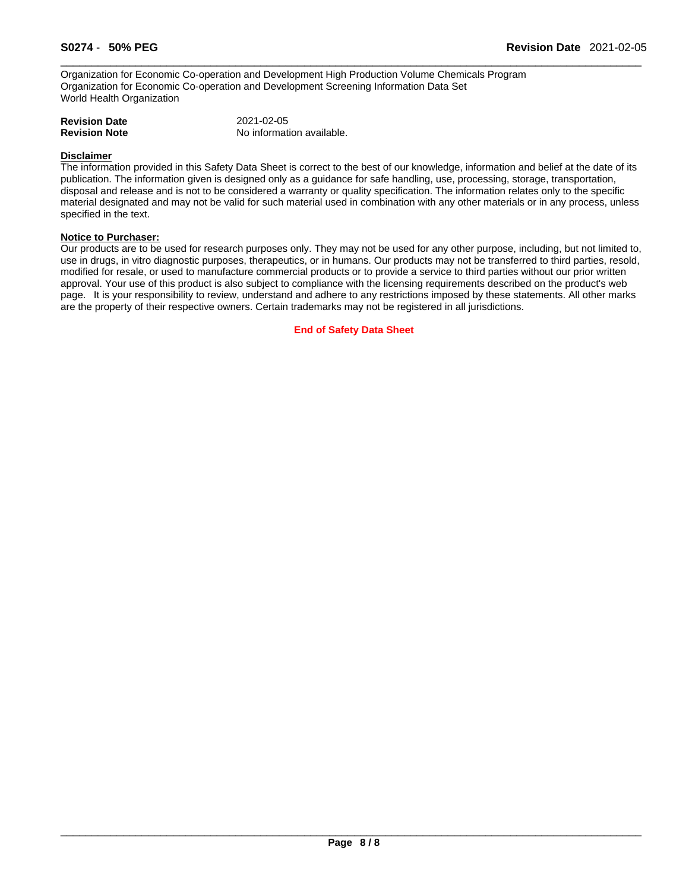Organization for Economic Co-operation and Development High Production Volume Chemicals Program
Organization for Economic Co-operation and Development Screening Information Data Set
World Health Organization

**Revision Date** 2021-02-05
**Revision Note** No information available.

**Disclaimer**
The information provided in this Safety Data Sheet is correct to the best of our knowledge, information and belief at the date of its publication. The information given is designed only as a guidance for safe handling, use, processing, storage, transportation, disposal and release and is not to be considered a warranty or quality specification. The information relates only to the specific material designated and may not be valid for such material used in combination with any other materials or in any process, unless specified in the text.

**Notice to Purchaser:**
Our products are to be used for research purposes only. They may not be used for any other purpose, including, but not limited to, use in drugs, in vitro diagnostic purposes, therapeutics, or in humans. Our products may not be transferred to third parties, resold, modified for resale, or used to manufacture commercial products or to provide a service to third parties without our prior written approval. Your use of this product is also subject to compliance with the licensing requirements described on the product's web page. It is your responsibility to review, understand and adhere to any restrictions imposed by these statements. All other marks are the property of their respective owners. Certain trademarks may not be registered in all jurisdictions.

**End of Safety Data Sheet**